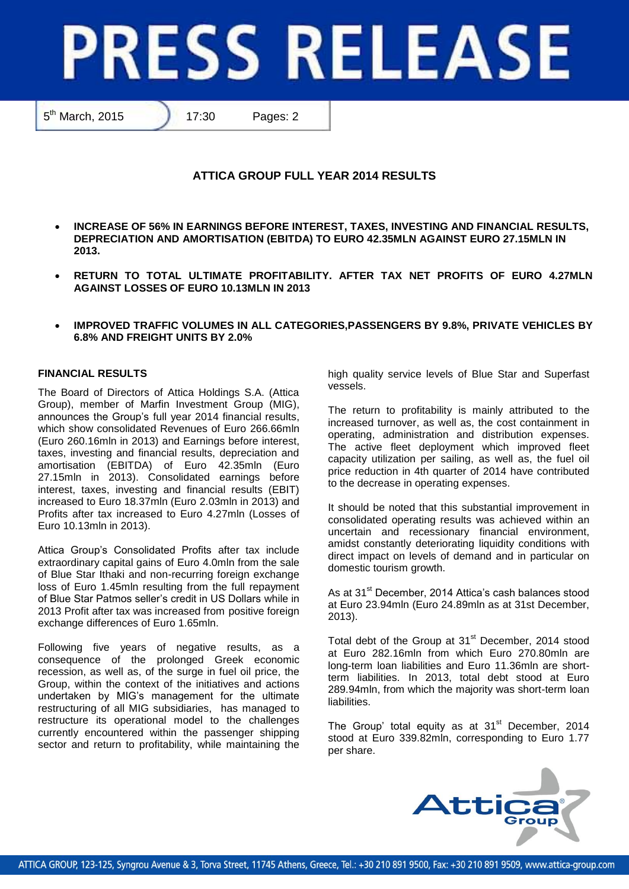# PRESS RELEASE

5th March, 2015 | 17:30 | Pages: 2

## ATTICA GROUP FULL YEAR 2014 RESULTS

- **INCREASE OF 56% IN EARNINGS BEFORE INTEREST, TAXES, INVESTING AND FINANCIAL RESULTS, DEPRECIATION AND AMORTISATION (EBITDA) TO EURO 42.35MLN AGAINST EURO 27.15MLN IN 2013.**
- **RETURN TO TOTAL ULTIMATE PROFITABILITY. AFTER TAX NET PROFITS OF EURO 4.27MLN AGAINST LOSSES OF EURO 10.13MLN IN 2013**
- **IMPROVED TRAFFIC VOLUMES IN ALL CATEGORIES,PASSENGERS BY 9.8%, PRIVATE VEHICLES BY 6.8% AND FREIGHT UNITS BY 2.0%**

### FINANCIAL RESULTS

The Board of Directors of Attica Holdings S.A. (Attica Group), member of Marfin Investment Group (MIG), announces the Group's full year 2014 financial results, which show consolidated Revenues of Euro 266.66mln (Euro 260.16mln in 2013) and Earnings before interest, taxes, investing and financial results, depreciation and amortisation (EBITDA) of Euro 42.35mln (Euro 27.15mln in 2013). Consolidated earnings before interest, taxes, investing and financial results (EBIT) increased to Euro 18.37mln (Euro 2.03mln in 2013) and Profits after tax increased to Euro 4.27mln (Losses of Euro 10.13mln in 2013).

Attica Group's Consolidated Profits after tax include extraordinary capital gains of Euro 4.0mln from the sale of Blue Star Ithaki and non-recurring foreign exchange loss of Euro 1.45mln resulting from the full repayment of Blue Star Patmos seller's credit in US Dollars while in 2013 Profit after tax was increased from positive foreign exchange differences of Euro 1.65mln.

Following five years of negative results, as a consequence of the prolonged Greek economic recession, as well as, of the surge in fuel oil price, the Group, within the context of the initiatives and actions undertaken by MIG's management for the ultimate restructuring of all MIG subsidiaries, has managed to restructure its operational model to the challenges currently encountered within the passenger shipping sector and return to profitability, while maintaining the high quality service levels of Blue Star and Superfast vessels.

The return to profitability is mainly attributed to the increased turnover, as well as, the cost containment in operating, administration and distribution expenses. The active fleet deployment which improved fleet capacity utilization per sailing, as well as, the fuel oil price reduction in 4th quarter of 2014 have contributed to the decrease in operating expenses.

It should be noted that this substantial improvement in consolidated operating results was achieved within an uncertain and recessionary financial environment, amidst constantly deteriorating liquidity conditions with direct impact on levels of demand and in particular on domestic tourism growth.

As at 31st December, 2014 Attica's cash balances stood at Euro 23.94mln (Euro 24.89mln as at 31st December, 2013).

Total debt of the Group at 31st December, 2014 stood at Euro 282.16mln from which Euro 270.80mln are long-term loan liabilities and Euro 11.36mln are short-term liabilities. In 2013, total debt stood at Euro 289.94mln, from which the majority was short-term loan liabilities.

The Group' total equity as at 31st December, 2014 stood at Euro 339.82mln, corresponding to Euro 1.77 per share.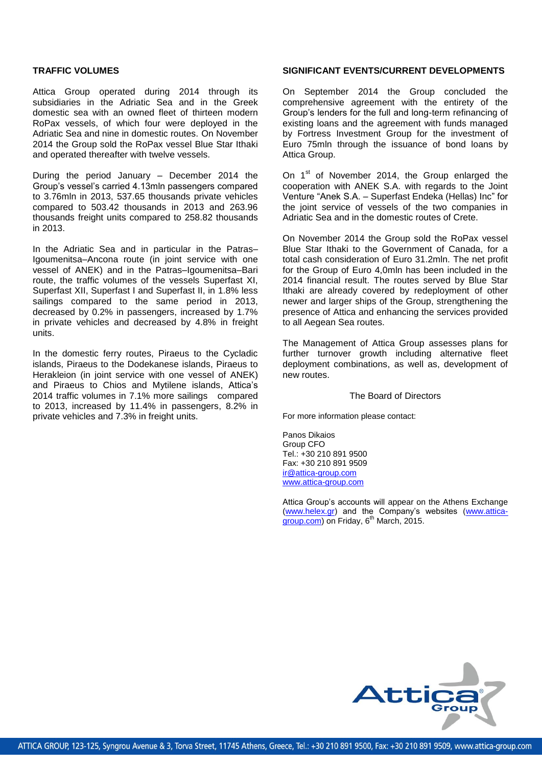## TRAFFIC VOLUMES

Attica Group operated during 2014 through its subsidiaries in the Adriatic Sea and in the Greek domestic sea with an owned fleet of thirteen modern RoPax vessels, of which four were deployed in the Adriatic Sea and nine in domestic routes. On November 2014 the Group sold the RoPax vessel Blue Star Ithaki and operated thereafter with twelve vessels.

During the period January – December 2014 the Group's vessel's carried 4.13mln passengers compared to 3.76mln in 2013, 537.65 thousands private vehicles compared to 503.42 thousands in 2013 and 263.96 thousands freight units compared to 258.82 thousands in 2013.

In the Adriatic Sea and in particular in the Patras–Igoumenitsa–Ancona route (in joint service with one vessel of ANEK) and in the Patras–Igoumenitsa–Bari route, the traffic volumes of the vessels Superfast XI, Superfast XII, Superfast I and Superfast II, in 1.8% less sailings compared to the same period in 2013, decreased by 0.2% in passengers, increased by 1.7% in private vehicles and decreased by 4.8% in freight units.

In the domestic ferry routes, Piraeus to the Cycladic islands, Piraeus to the Dodekanese islands, Piraeus to Herakleion (in joint service with one vessel of ANEK) and Piraeus to Chios and Mytilene islands, Attica's 2014 traffic volumes in 7.1% more sailings compared to 2013, increased by 11.4% in passengers, 8.2% in private vehicles and 7.3% in freight units.

## SIGNIFICANT EVENTS/CURRENT DEVELOPMENTS

On September 2014 the Group concluded the comprehensive agreement with the entirety of the Group's lenders for the full and long-term refinancing of existing loans and the agreement with funds managed by Fortress Investment Group for the investment of Euro 75mln through the issuance of bond loans by Attica Group.

On 1st of November 2014, the Group enlarged the cooperation with ANEK S.A. with regards to the Joint Venture "Anek S.A. – Superfast Endeka (Hellas) Inc" for the joint service of vessels of the two companies in Adriatic Sea and in the domestic routes of Crete.

On November 2014 the Group sold the RoPax vessel Blue Star Ithaki to the Government of Canada, for a total cash consideration of Euro 31.2mln. The net profit for the Group of Euro 4,0mln has been included in the 2014 financial result. The routes served by Blue Star Ithaki are already covered by redeployment of other newer and larger ships of the Group, strengthening the presence of Attica and enhancing the services provided to all Aegean Sea routes.

The Management of Attica Group assesses plans for further turnover growth including alternative fleet deployment combinations, as well as, development of new routes.

The Board of Directors

For more information please contact:

Panos Dikaios
Group CFO
Tel.: +30 210 891 9500
Fax: +30 210 891 9509
ir@attica-group.com
www.attica-group.com

Attica Group's accounts will appear on the Athens Exchange (www.helex.gr) and the Company's websites (www.attica-group.com) on Friday, 6th March, 2015.